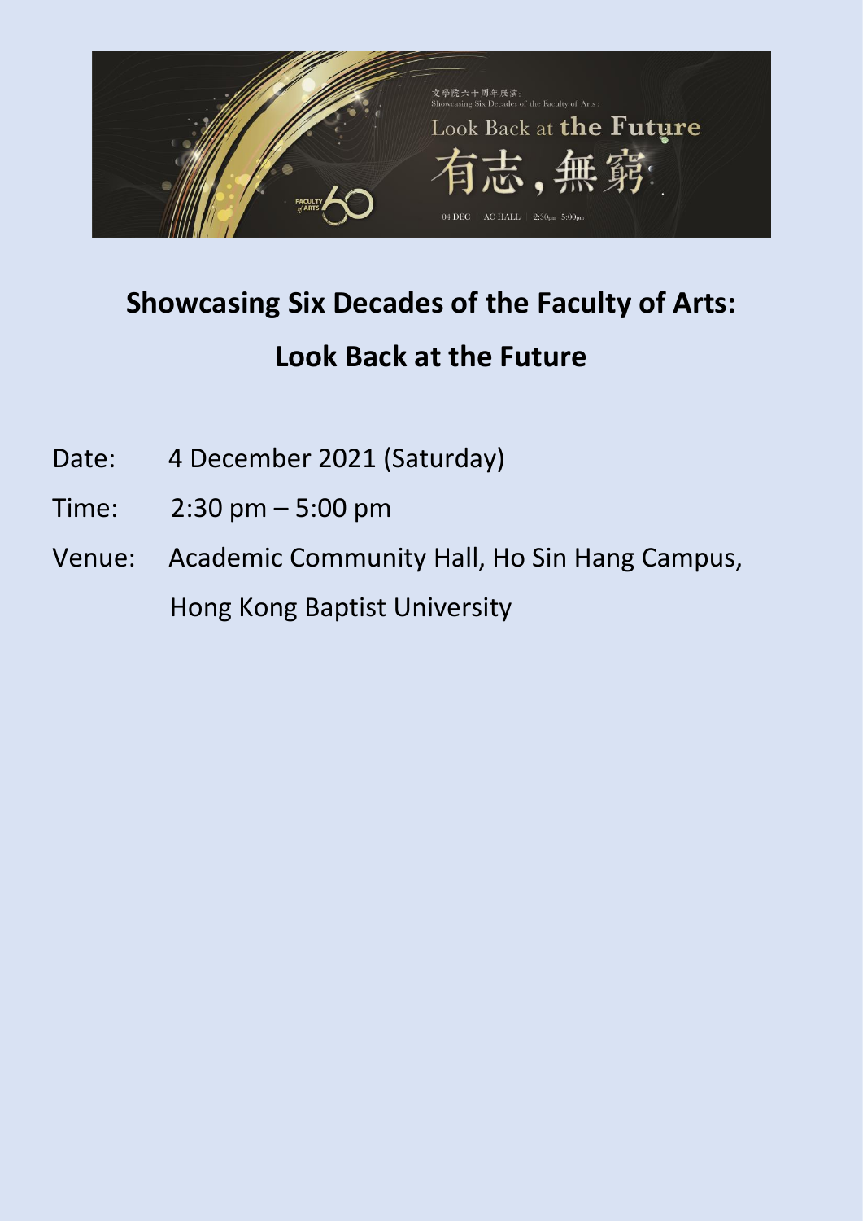文学院六十周年展演：
Showcasing Six Decades of the Faculty of Arts :
Look Back at the Future
有志，無窮
04 DEC | AC HALL | 2:30pm 5:00pm

FACULTY of ARTS 60

# Showcasing Six Decades of the Faculty of Arts: Look Back at the Future

Date: 4 December 2021 (Saturday)

Time: 2:30 pm – 5:00 pm

Venue: Academic Community Hall, Ho Sin Hang Campus, Hong Kong Baptist University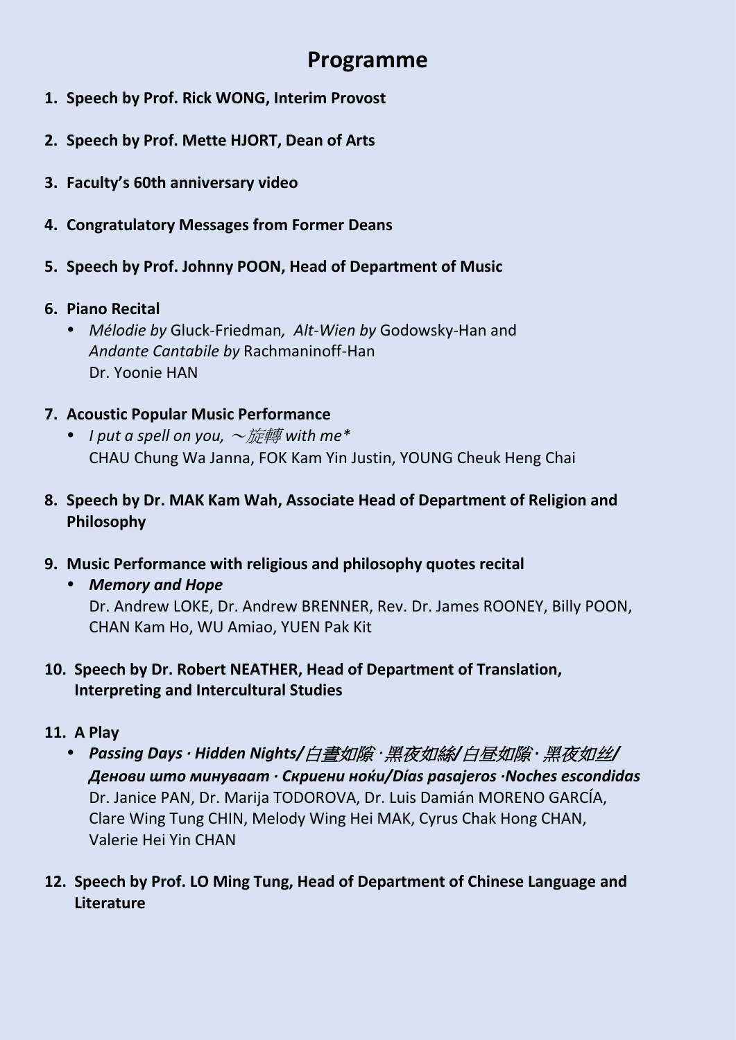# Programme

1. **Speech by Prof. Rick WONG, Interim Provost**

2. **Speech by Prof. Mette HJORT, Dean of Arts**

3. **Faculty's 60th anniversary video**

4. **Congratulatory Messages from Former Deans**

5. **Speech by Prof. Johnny POON, Head of Department of Music**

6. **Piano Recital**
   - *Mélodie by* Gluck-Friedman*, Alt-Wien by* Godowsky-Han and *Andante Cantabile by* Rachmaninoff-Han
     Dr. Yoonie HAN

7. **Acoustic Popular Music Performance**
   - *I put a spell on you, ～旋轉 with me**
     CHAU Chung Wa Janna, FOK Kam Yin Justin, YOUNG Cheuk Heng Chai

8. **Speech by Dr. MAK Kam Wah, Associate Head of Department of Religion and Philosophy**

9. **Music Performance with religious and philosophy quotes recital**
   - ***Memory and Hope***
     Dr. Andrew LOKE, Dr. Andrew BRENNER, Rev. Dr. James ROONEY, Billy POON, CHAN Kam Ho, WU Amiao, YUEN Pak Kit

10. **Speech by Dr. Robert NEATHER, Head of Department of Translation, Interpreting and Intercultural Studies**

11. **A Play**
    - ***Passing Days · Hidden Nights/白晝如隙 · 黑夜如絲/白昼如隙 · 黑夜如丝/ Денови што минуваат · Скриени ноќи/Días pasajeros ·Noches escondidas***
      Dr. Janice PAN, Dr. Marija TODOROVA, Dr. Luis Damián MORENO GARCÍA, Clare Wing Tung CHIN, Melody Wing Hei MAK, Cyrus Chak Hong CHAN, Valerie Hei Yin CHAN

12. **Speech by Prof. LO Ming Tung, Head of Department of Chinese Language and Literature**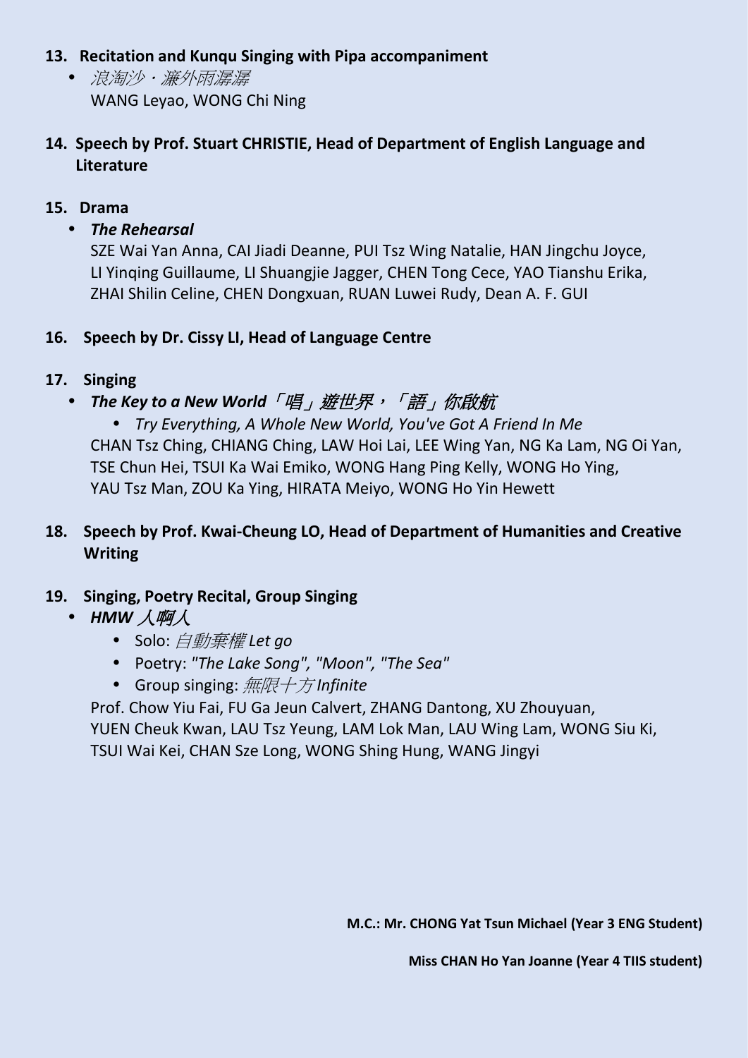13. **Recitation and Kunqu Singing with Pipa accompaniment**
    - *浪淘沙・簾外雨潺潺*
      WANG Leyao, WONG Chi Ning

14. **Speech by Prof. Stuart CHRISTIE, Head of Department of English Language and Literature**

15. **Drama**
    - ***The Rehearsal***
      SZE Wai Yan Anna, CAI Jiadi Deanne, PUI Tsz Wing Natalie, HAN Jingchu Joyce, LI Yinqing Guillaume, LI Shuangjie Jagger, CHEN Tong Cece, YAO Tianshu Erika, ZHAI Shilin Celine, CHEN Dongxuan, RUAN Luwei Rudy, Dean A. F. GUI

16. **Speech by Dr. Cissy LI, Head of Language Centre**

17. **Singing**
    - ***The Key to a New World「唱」遊世界，「語」你啟航***
      - *Try Everything, A Whole New World, You've Got A Friend In Me*

      CHAN Tsz Ching, CHIANG Ching, LAW Hoi Lai, LEE Wing Yan, NG Ka Lam, NG Oi Yan, TSE Chun Hei, TSUI Ka Wai Emiko, WONG Hang Ping Kelly, WONG Ho Ying, YAU Tsz Man, ZOU Ka Ying, HIRATA Meiyo, WONG Ho Yin Hewett

18. **Speech by Prof. Kwai-Cheung LO, Head of Department of Humanities and Creative Writing**

19. **Singing, Poetry Recital, Group Singing**
    - ***HMW 人啊人***
      - Solo: *自動棄權 Let go*
      - Poetry: *"The Lake Song", "Moon", "The Sea"*
      - Group singing: *無限十方 Infinite*

      Prof. Chow Yiu Fai, FU Ga Jeun Calvert, ZHANG Dantong, XU Zhouyuan, YUEN Cheuk Kwan, LAU Tsz Yeung, LAM Lok Man, LAU Wing Lam, WONG Siu Ki, TSUI Wai Kei, CHAN Sze Long, WONG Shing Hung, WANG Jingyi

**M.C.: Mr. CHONG Yat Tsun Michael (Year 3 ENG Student)**

**Miss CHAN Ho Yan Joanne (Year 4 TIIS student)**